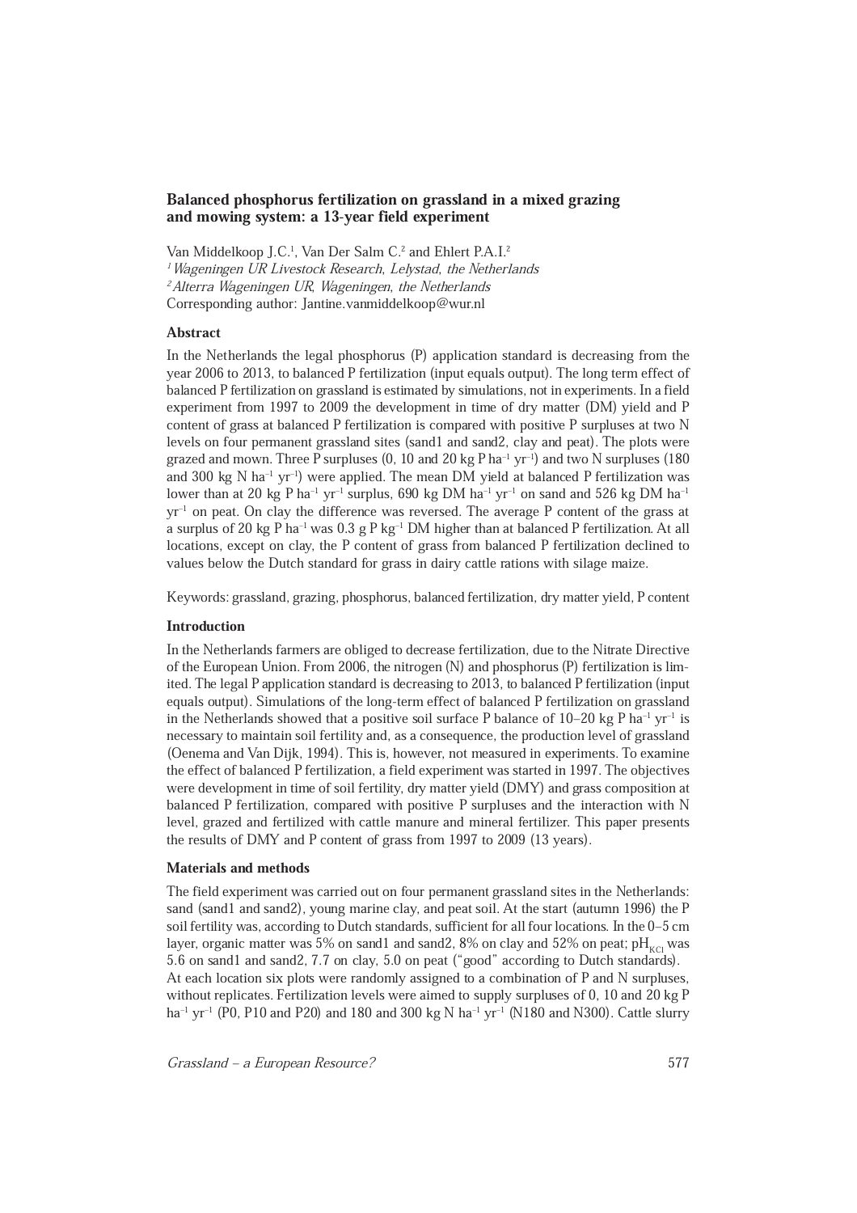# Balanced phosphorus fertilization on grassland in a mixed grazing and mowing system: a 13-year field experiment

Van Middelkoop J.C.[1], Van Der Salm C.[2] and Ehlert P.A.I.[2]

[1] *Wageningen UR Livestock Research, Lelystad, the Netherlands*

[2] *Alterra Wageningen UR, Wageningen, the Netherlands*

Corresponding author: Jantine.vanmiddelkoop@wur.nl

## Abstract

In the Netherlands the legal phosphorus (P) application standard is decreasing from the year 2006 to 2013, to balanced P fertilization (input equals output). The long term effect of balanced P fertilization on grassland is estimated by simulations, not in experiments. In a field experiment from 1997 to 2009 the development in time of dry matter (DM) yield and P content of grass at balanced P fertilization is compared with positive P surpluses at two N levels on four permanent grassland sites (sand1 and sand2, clay and peat). The plots were grazed and mown. Three P surpluses (0, 10 and 20 kg P $ha^{-1}$ $yr^{-1}$) and two N surpluses (180 and 300 kg N $ha^{-1}$ $yr^{-1}$) were applied. The mean DM yield at balanced P fertilization was lower than at 20 kg P $ha^{-1}$ $yr^{-1}$ surplus, 690 kg DM $ha^{-1}$ $yr^{-1}$ on sand and 526 kg DM $ha^{-1}$ $yr^{-1}$ on peat. On clay the difference was reversed. The average P content of the grass at a surplus of 20 kg P $ha^{-1}$ was 0.3 g P $kg^{-1}$ DM higher than at balanced P fertilization. At all locations, except on clay, the P content of grass from balanced P fertilization declined to values below the Dutch standard for grass in dairy cattle rations with silage maize.

Keywords: grassland, grazing, phosphorus, balanced fertilization, dry matter yield, P content

## Introduction

In the Netherlands farmers are obliged to decrease fertilization, due to the Nitrate Directive of the European Union. From 2006, the nitrogen (N) and phosphorus (P) fertilization is limited. The legal P application standard is decreasing to 2013, to balanced P fertilization (input equals output). Simulations of the long-term effect of balanced P fertilization on grassland in the Netherlands showed that a positive soil surface P balance of 10–20 kg P $ha^{-1}$ $yr^{-1}$ is necessary to maintain soil fertility and, as a consequence, the production level of grassland (Oenema and Van Dijk, 1994). This is, however, not measured in experiments. To examine the effect of balanced P fertilization, a field experiment was started in 1997. The objectives were development in time of soil fertility, dry matter yield (DMY) and grass composition at balanced P fertilization, compared with positive P surpluses and the interaction with N level, grazed and fertilized with cattle manure and mineral fertilizer. This paper presents the results of DMY and P content of grass from 1997 to 2009 (13 years).

## Materials and methods

The field experiment was carried out on four permanent grassland sites in the Netherlands: sand (sand1 and sand2), young marine clay, and peat soil. At the start (autumn 1996) the P soil fertility was, according to Dutch standards, sufficient for all four locations. In the 0–5 cm layer, organic matter was 5% on sand1 and sand2, 8% on clay and 52% on peat; $pH_{KCl}$ was 5.6 on sand1 and sand2, 7.7 on clay, 5.0 on peat ("good" according to Dutch standards).

At each location six plots were randomly assigned to a combination of P and N surpluses, without replicates. Fertilization levels were aimed to supply surpluses of 0, 10 and 20 kg P $ha^{-1}$ $yr^{-1}$ (P0, P10 and P20) and 180 and 300 kg N $ha^{-1}$ $yr^{-1}$ (N180 and N300). Cattle slurry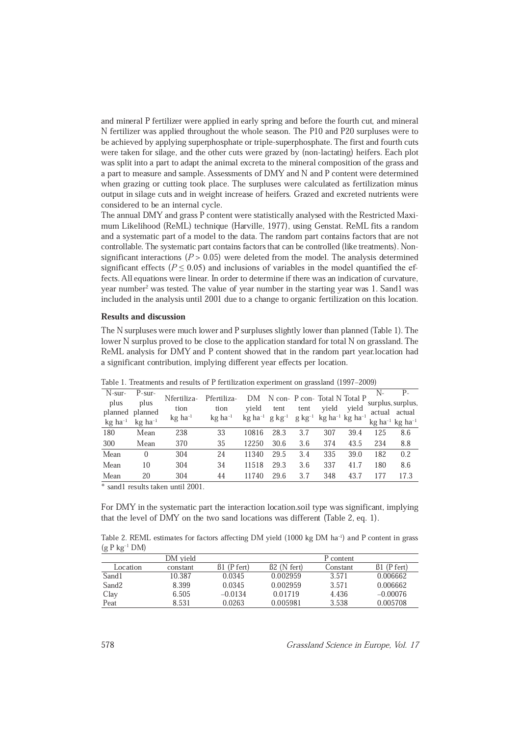and mineral P fertilizer were applied in early spring and before the fourth cut, and mineral N fertilizer was applied throughout the whole season. The P10 and P20 surpluses were to be achieved by applying superphosphate or triple-superphosphate. The first and fourth cuts were taken for silage, and the other cuts were grazed by (non-lactating) heifers. Each plot was split into a part to adapt the animal excreta to the mineral composition of the grass and a part to measure and sample. Assessments of DMY and N and P content were determined when grazing or cutting took place. The surpluses were calculated as fertilization minus output in silage cuts and in weight increase of heifers. Grazed and excreted nutrients were considered to be an internal cycle.

The annual DMY and grass P content were statistically analysed with the Restricted Maximum Likelihood (ReML) technique (Harville, 1977), using Genstat. ReML fits a random and a systematic part of a model to the data. The random part contains factors that are not controllable. The systematic part contains factors that can be controlled (like treatments). Non-significant interactions ($P > 0.05$) were deleted from the model. The analysis determined significant effects ($P \leq 0.05$) and inclusions of variables in the model quantified the effects. All equations were linear. In order to determine if there was an indication of curvature, year number$^2$ was tested. The value of year number in the starting year was 1. Sand1 was included in the analysis until 2001 due to a change to organic fertilization on this location.

### Results and discussion

The N surpluses were much lower and P surpluses slightly lower than planned (Table 1). The lower N surplus proved to be close to the application standard for total N on grassland. The ReML analysis for DMY and P content showed that in the random part year.location had a significant contribution, implying different year effects per location.

Table 1. Treatments and results of P fertilization experiment on grassland (1997–2009)

| N-surplus planned kg ha$^{-1}$ | P-surplus planned kg ha$^{-1}$ | Nfertilization kg ha$^{-1}$ | Pfertilization kg ha$^{-1}$ | DM yield kg ha$^{-1}$ | N content g kg$^{-1}$ | P content g kg$^{-1}$ | Total N yield kg ha$^{-1}$ | Total P yield kg ha$^{-1}$ | N-surplus, actual kg ha$^{-1}$ | P-surplus, actual kg ha$^{-1}$ |
|---|---|---|---|---|---|---|---|---|---|---|
| 180 | Mean | 238 | 33 | 10816 | 28.3 | 3.7 | 307 | 39.4 | 125 | 8.6 |
| 300 | Mean | 370 | 35 | 12250 | 30.6 | 3.6 | 374 | 43.5 | 234 | 8.8 |
| Mean | 0 | 304 | 24 | 11340 | 29.5 | 3.4 | 335 | 39.0 | 182 | 0.2 |
| Mean | 10 | 304 | 34 | 11518 | 29.3 | 3.6 | 337 | 41.7 | 180 | 8.6 |
| Mean | 20 | 304 | 44 | 11740 | 29.6 | 3.7 | 348 | 43.7 | 177 | 17.3 |

\* sand1 results taken until 2001.

For DMY in the systematic part the interaction location.soil type was significant, implying that the level of DMY on the two sand locations was different (Table 2, eq. 1).

Table 2. REML estimates for factors affecting DM yield (1000 kg DM ha$^{-1}$) and P content in grass (g P kg$^{-1}$ DM)

| | DM yield | | | P content | |
|---|---|---|---|---|---|
| Location | constant | ß1 (P fert) | ß2 (N fert) | Constant | ß1 (P fert) |
| Sand1 | 10.387 | 0.0345 | 0.002959 | 3.571 | 0.006662 |
| Sand2 | 8.399 | 0.0345 | 0.002959 | 3.571 | 0.006662 |
| Clay | 6.505 | –0.0134 | 0.01719 | 4.436 | –0.00076 |
| Peat | 8.531 | 0.0263 | 0.005981 | 3.538 | 0.005708 |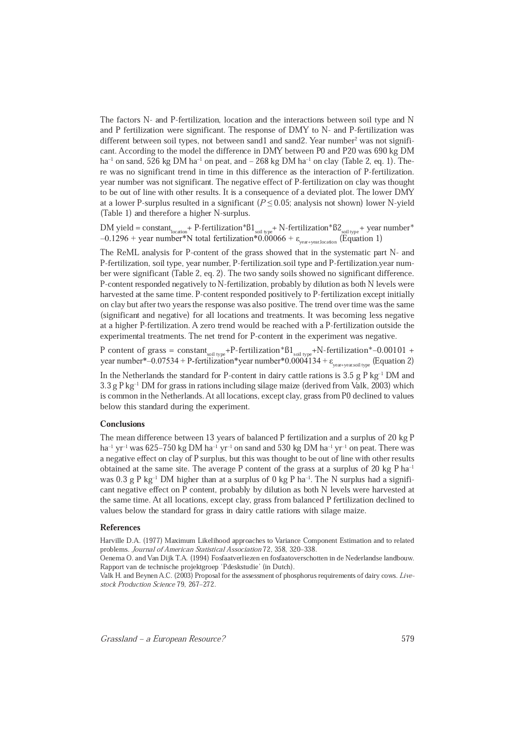The factors N- and P-fertilization, location and the interactions between soil type and N and P fertilization were significant. The response of DMY to N- and P-fertilization was different between soil types, not between sand1 and sand2. Year number[2] was not significant. According to the model the difference in DMY between P0 and P20 was 690 kg DM $ha^{-1}$ on sand, 526 kg DM $ha^{-1}$ on peat, and – 268 kg DM $ha^{-1}$ on clay (Table 2, eq. 1). There was no significant trend in time in this difference as the interaction of P-fertilization. year number was not significant. The negative effect of P-fertilization on clay was thought to be out of line with other results. It is a consequence of a deviated plot. The lower DMY at a lower P-surplus resulted in a significant ($P \leq 0.05$; analysis not shown) lower N-yield (Table 1) and therefore a higher N-surplus.

$$\text{DM yield} = \text{constant}_{location} + \text{P-fertilization}*\beta1_{soil\ type} + \text{N-fertilization}*\beta2_{soil\ type} + \text{year number}*-0.1296 + \text{year number}*\text{N total fertilization}*0.00066 + \varepsilon_{year+year.location} \quad \text{(Equation 1)}$$

The ReML analysis for P-content of the grass showed that in the systematic part N- and P-fertilization, soil type, year number, P-fertilization.soil type and P-fertilization.year number were significant (Table 2, eq. 2). The two sandy soils showed no significant difference. P-content responded negatively to N-fertilization, probably by dilution as both N levels were harvested at the same time. P-content responded positively to P-fertilization except initially on clay but after two years the response was also positive. The trend over time was the same (significant and negative) for all locations and treatments. It was becoming less negative at a higher P-fertilization. A zero trend would be reached with a P-fertilization outside the experimental treatments. The net trend for P-content in the experiment was negative.

$$\text{P content of grass} = \text{constant}_{soil\ type} + \text{P-fertilization}*\beta1_{soil\ type} + \text{N-fertilization}*-0.00101 + \text{year number}*-0.07534 + \text{P-fertilization}*\text{year number}*0.0004134 + \varepsilon_{year+year.soil\ type} \quad \text{(Equation 2)}$$

In the Netherlands the standard for P-content in dairy cattle rations is 3.5 g P $kg^{-1}$ DM and 3.3 g P $kg^{-1}$ DM for grass in rations including silage maize (derived from Valk, 2003) which is common in the Netherlands. At all locations, except clay, grass from P0 declined to values below this standard during the experiment.

## Conclusions

The mean difference between 13 years of balanced P fertilization and a surplus of 20 kg P $ha^{-1}$ $yr^{-1}$ was 625–750 kg DM $ha^{-1}$ $yr^{-1}$ on sand and 530 kg DM $ha^{-1}$ $yr^{-1}$ on peat. There was a negative effect on clay of P surplus, but this was thought to be out of line with other results obtained at the same site. The average P content of the grass at a surplus of 20 kg P $ha^{-1}$ was 0.3 g P $kg^{-1}$ DM higher than at a surplus of 0 kg P $ha^{-1}$. The N surplus had a significant negative effect on P content, probably by dilution as both N levels were harvested at the same time. At all locations, except clay, grass from balanced P fertilization declined to values below the standard for grass in dairy cattle rations with silage maize.

## References

Harville D.A. (1977) Maximum Likelihood approaches to Variance Component Estimation and to related problems. *Journal of American Statistical Association* 72, 358, 320–338.

Oenema O. and Van Dijk T.A. (1994) Fosfaatverliezen en fosfaatoverschotten in de Nederlandse landbouw. Rapport van de technische projektgroep 'Pdeskstudie' (in Dutch).

Valk H. and Beynen A.C. (2003) Proposal for the assessment of phosphorus requirements of dairy cows. *Livestock Production Science* 79, 267–272.